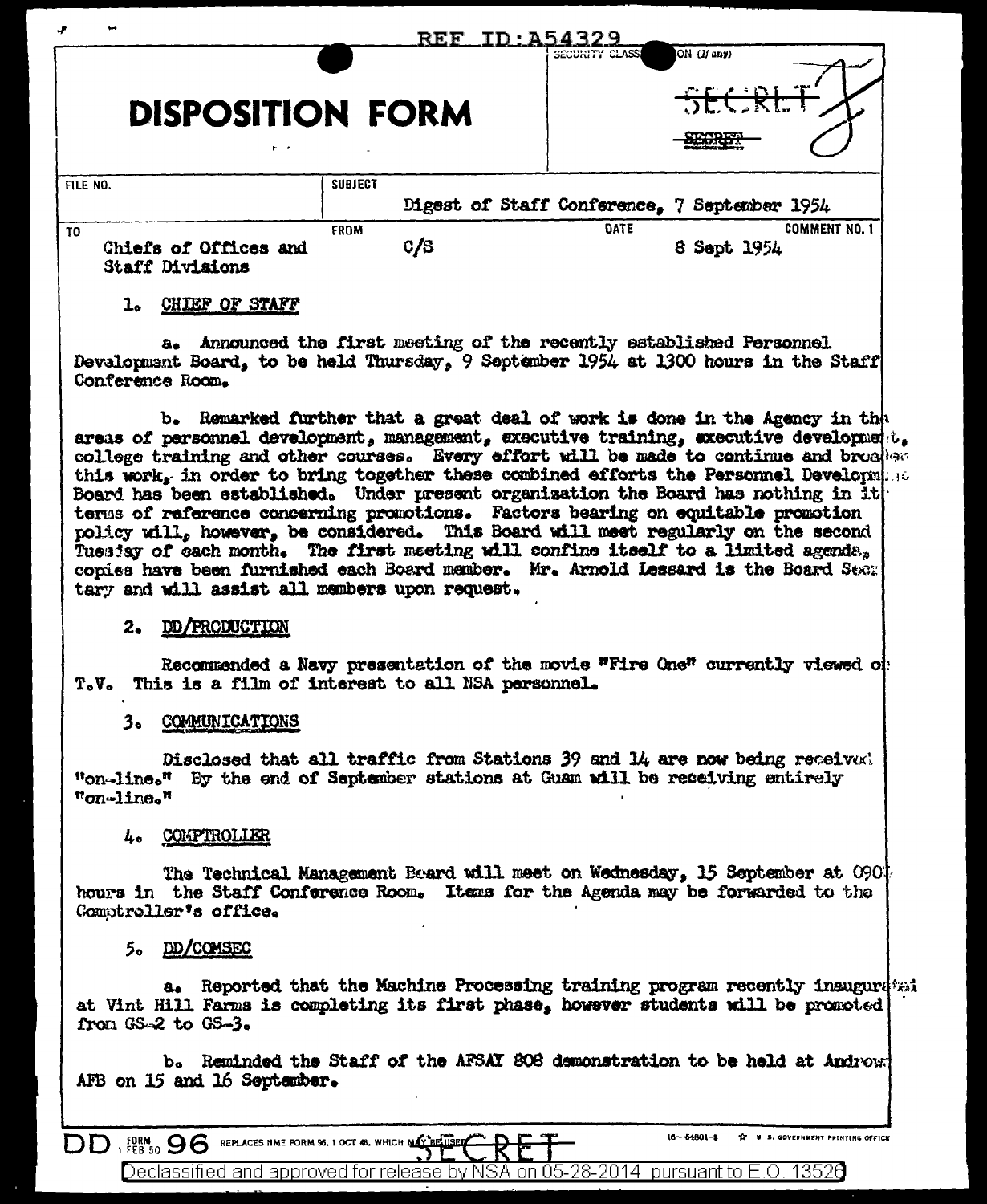REF ID:A54329

SECURITY CLASSIFICATION (If any)

SECRET

~~SECRET~~

# DISPOSITION FORM

| FILE NO. | SUBJECT | | |
|---|---|---|---|
| | Digest of Staff Conference, 7 September 1954 | | |
| TO | FROM | DATE | COMMENT NO. 1 |
| Chiefs of Offices and Staff Divisions | C/S | 8 Sept 1954 | |

1. CHIEF OF STAFF

a. Announced the first meeting of the recently established Personnel Development Board, to be held Thursday, 9 September 1954 at 1300 hours in the Staff Conference Room.

b. Remarked further that a great deal of work is done in the Agency in the areas of personnel development, management, executive training, executive development, college training and other courses. Every effort will be made to continue and broaden this work, in order to bring together these combined efforts the Personnel Development Board has been established. Under present organization the Board has nothing in its terms of reference concerning promotions. Factors bearing on equitable promotion policy will, however, be considered. This Board will meet regularly on the second Tuesday of each month. The first meeting will confine itself to a limited agenda, copies have been furnished each Board member. Mr. Arnold Lessard is the Board Secretary and will assist all members upon request.

2. DD/PRODUCTION

Recommended a Navy presentation of the movie "Fire One" currently viewed on T.V. This is a film of interest to all NSA personnel.

3. COMMUNICATIONS

Disclosed that all traffic from Stations 39 and 14 are now being received "on-line." By the end of September stations at Guam will be receiving entirely "on-line."

4. COMPTROLLER

The Technical Management Board will meet on Wednesday, 15 September at 0900 hours in the Staff Conference Room. Items for the Agenda may be forwarded to the Comptroller's office.

5. DD/COMSEC

a. Reported that the Machine Processing training program recently inaugurated at Vint Hill Farms is completing its first phase, however students will be promoted from GS-2 to GS-3.

b. Reminded the Staff of the AFSAY 808 demonstration to be held at Andrews AFB on 15 and 16 September.

DD FORM 1 FEB 50 96 REPLACES NME FORM 96, 1 OCT 48, WHICH MAY BE USED. SECRET

Declassified and approved for release by NSA on 05-28-2014 pursuant to E.O. 13526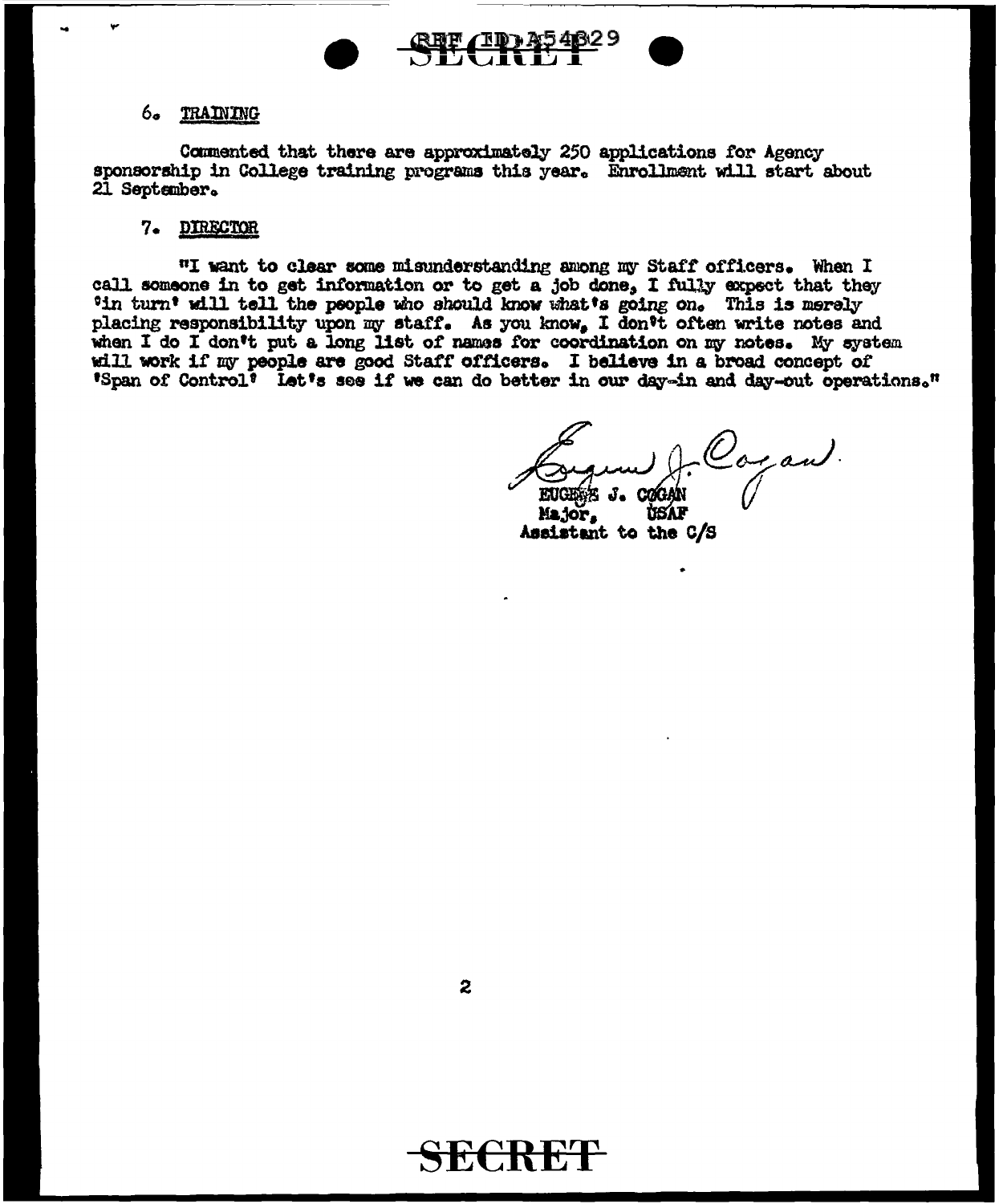SECRET

6. TRAINING

Commented that there are approximately 250 applications for Agency sponsorship in College training programs this year. Enrollment will start about 21 September.

7. DIRECTOR

"I want to clear some misunderstanding among my Staff officers. When I call someone in to get information or to get a job done, I fully expect that they 'in turn' will tell the people who should know what's going on. This is merely placing responsibility upon my staff. As you know, I don't often write notes and when I do I don't put a long list of names for coordination on my notes. My system will work if my people are good Staff officers. I believe in a broad concept of 'Span of Control' Let's see if we can do better in our day-in and day-out operations."

EUGENE J. COGAN
Major, USAF
Assistant to the C/S

SECRET